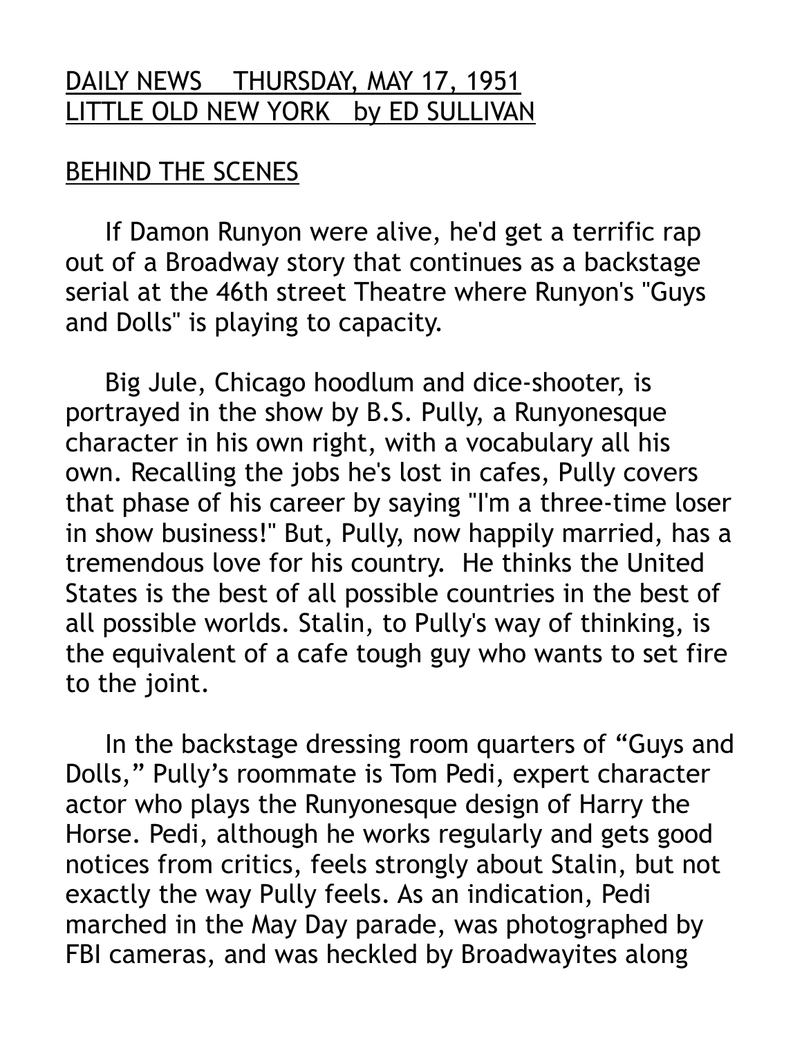DAILY NEWS THURSDAY, MAY 17, 1951
LITTLE OLD NEW YORK by ED SULLIVAN

## BEHIND THE SCENES

If Damon Runyon were alive, he'd get a terrific rap out of a Broadway story that continues as a backstage serial at the 46th street Theatre where Runyon's "Guys and Dolls" is playing to capacity.

Big Jule, Chicago hoodlum and dice-shooter, is portrayed in the show by B.S. Pully, a Runyonesque character in his own right, with a vocabulary all his own. Recalling the jobs he's lost in cafes, Pully covers that phase of his career by saying "I'm a three-time loser in show business!" But, Pully, now happily married, has a tremendous love for his country. He thinks the United States is the best of all possible countries in the best of all possible worlds. Stalin, to Pully's way of thinking, is the equivalent of a cafe tough guy who wants to set fire to the joint.

In the backstage dressing room quarters of "Guys and Dolls," Pully's roommate is Tom Pedi, expert character actor who plays the Runyonesque design of Harry the Horse. Pedi, although he works regularly and gets good notices from critics, feels strongly about Stalin, but not exactly the way Pully feels. As an indication, Pedi marched in the May Day parade, was photographed by FBI cameras, and was heckled by Broadwayites along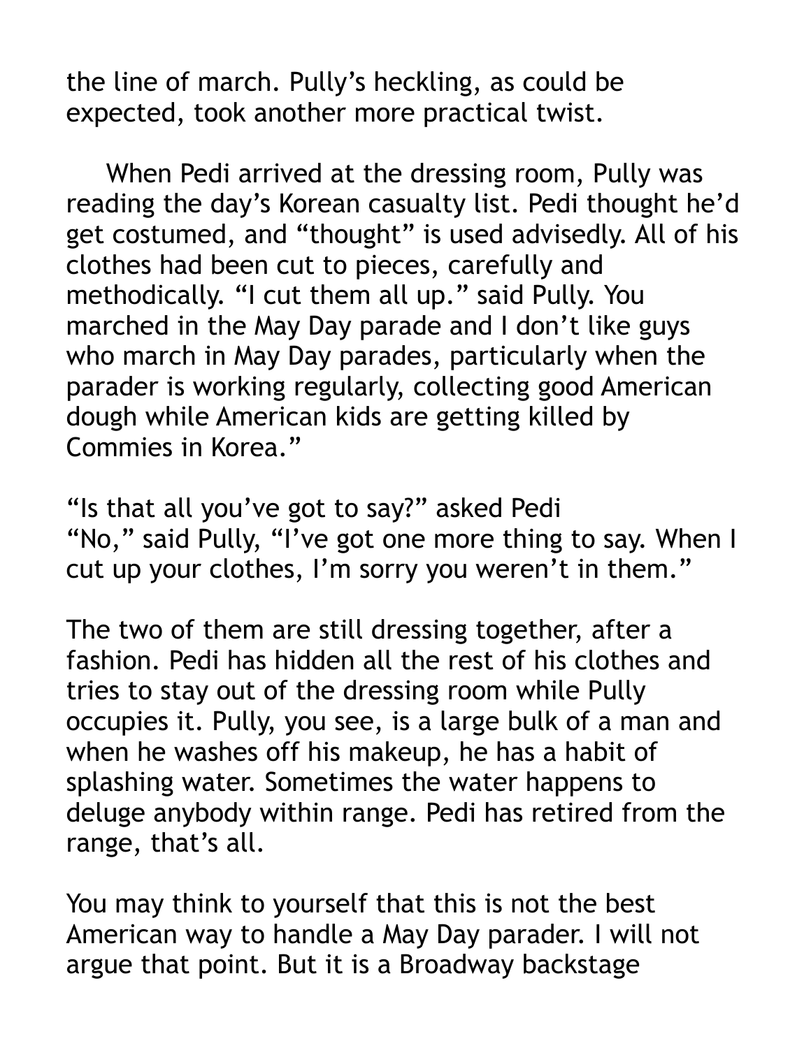the line of march. Pully's heckling, as could be expected, took another more practical twist.

When Pedi arrived at the dressing room, Pully was reading the day's Korean casualty list. Pedi thought he'd get costumed, and "thought" is used advisedly. All of his clothes had been cut to pieces, carefully and methodically. "I cut them all up." said Pully. You marched in the May Day parade and I don't like guys who march in May Day parades, particularly when the parader is working regularly, collecting good American dough while American kids are getting killed by Commies in Korea."

"Is that all you've got to say?" asked Pedi
"No," said Pully, "I've got one more thing to say. When I cut up your clothes, I'm sorry you weren't in them."

The two of them are still dressing together, after a fashion. Pedi has hidden all the rest of his clothes and tries to stay out of the dressing room while Pully occupies it. Pully, you see, is a large bulk of a man and when he washes off his makeup, he has a habit of splashing water. Sometimes the water happens to deluge anybody within range. Pedi has retired from the range, that's all.

You may think to yourself that this is not the best American way to handle a May Day parader. I will not argue that point. But it is a Broadway backstage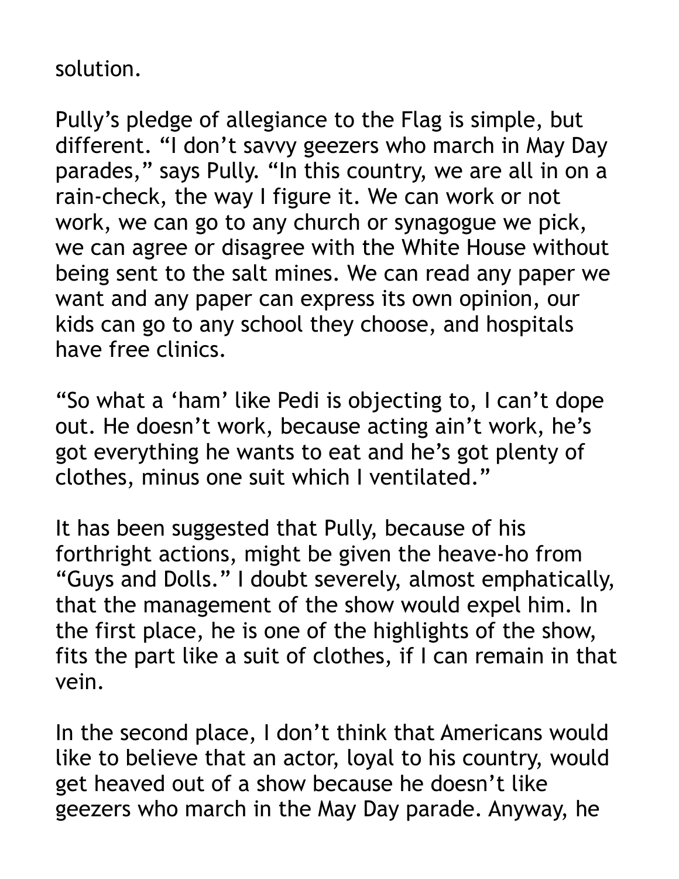solution.

Pully's pledge of allegiance to the Flag is simple, but different. "I don't savvy geezers who march in May Day parades," says Pully. "In this country, we are all in on a rain-check, the way I figure it. We can work or not work, we can go to any church or synagogue we pick, we can agree or disagree with the White House without being sent to the salt mines. We can read any paper we want and any paper can express its own opinion, our kids can go to any school they choose, and hospitals have free clinics.

"So what a 'ham' like Pedi is objecting to, I can't dope out. He doesn't work, because acting ain't work, he's got everything he wants to eat and he's got plenty of clothes, minus one suit which I ventilated."

It has been suggested that Pully, because of his forthright actions, might be given the heave-ho from "Guys and Dolls." I doubt severely, almost emphatically, that the management of the show would expel him. In the first place, he is one of the highlights of the show, fits the part like a suit of clothes, if I can remain in that vein.

In the second place, I don't think that Americans would like to believe that an actor, loyal to his country, would get heaved out of a show because he doesn't like geezers who march in the May Day parade. Anyway, he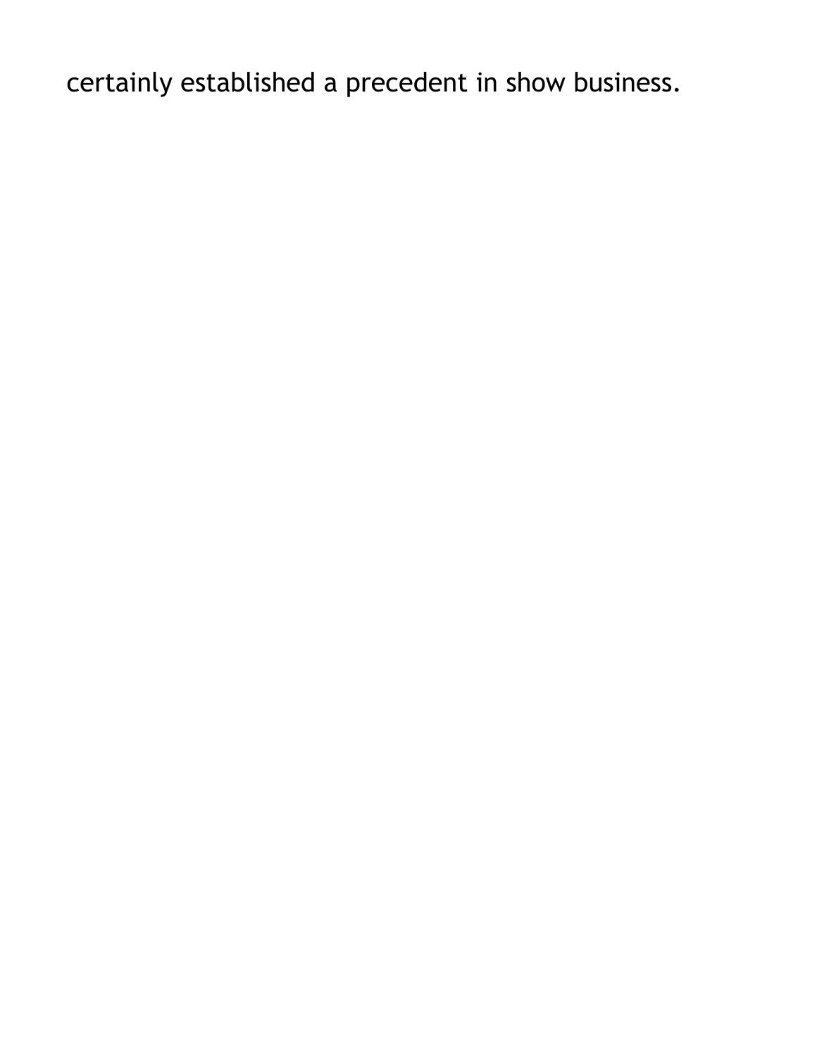certainly established a precedent in show business.